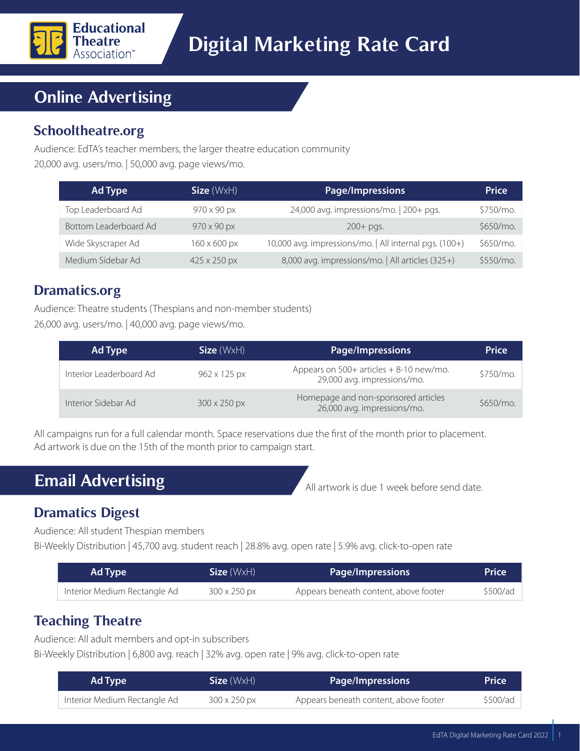# Educational Theatre Association

# Digital Marketing Rate Card

## Online Advertising

### Schooltheatre.org

Audience: EdTA's teacher members, the larger theatre education community

20,000 avg. users/mo. | 50,000 avg. page views/mo.

| Ad Type | Size (WxH) | Page/Impressions | Price |
|---|---|---|---|
| Top Leaderboard Ad | 970 x 90 px | 24,000 avg. impressions/mo. \| 200+ pgs. | $750/mo. |
| Bottom Leaderboard Ad | 970 x 90 px | 200+ pgs. | $650/mo. |
| Wide Skyscraper Ad | 160 x 600 px | 10,000 avg. impressions/mo. \| All internal pgs. (100+) | $650/mo. |
| Medium Sidebar Ad | 425 x 250 px | 8,000 avg. impressions/mo. \| All articles (325+) | $550/mo. |

### Dramatics.org

Audience: Theatre students (Thespians and non-member students)

26,000 avg. users/mo. | 40,000 avg. page views/mo.

| Ad Type | Size (WxH) | Page/Impressions | Price |
|---|---|---|---|
| Interior Leaderboard Ad | 962 x 125 px | Appears on 500+ articles + 8-10 new/mo. 29,000 avg. impressions/mo. | $750/mo. |
| Interior Sidebar Ad | 300 x 250 px | Homepage and non-sponsored articles 26,000 avg. impressions/mo. | $650/mo. |

All campaigns run for a full calendar month. Space reservations due the first of the month prior to placement. Ad artwork is due on the 15th of the month prior to campaign start.

## Email Advertising

All artwork is due 1 week before send date.

### Dramatics Digest

Audience: All student Thespian members

Bi-Weekly Distribution | 45,700 avg. student reach | 28.8% avg. open rate | 5.9% avg. click-to-open rate

| Ad Type | Size (WxH) | Page/Impressions | Price |
|---|---|---|---|
| Interior Medium Rectangle Ad | 300 x 250 px | Appears beneath content, above footer | $500/ad |

### Teaching Theatre

Audience: All adult members and opt-in subscribers

Bi-Weekly Distribution | 6,800 avg. reach | 32% avg. open rate | 9% avg. click-to-open rate

| Ad Type | Size (WxH) | Page/Impressions | Price |
|---|---|---|---|
| Interior Medium Rectangle Ad | 300 x 250 px | Appears beneath content, above footer | $500/ad |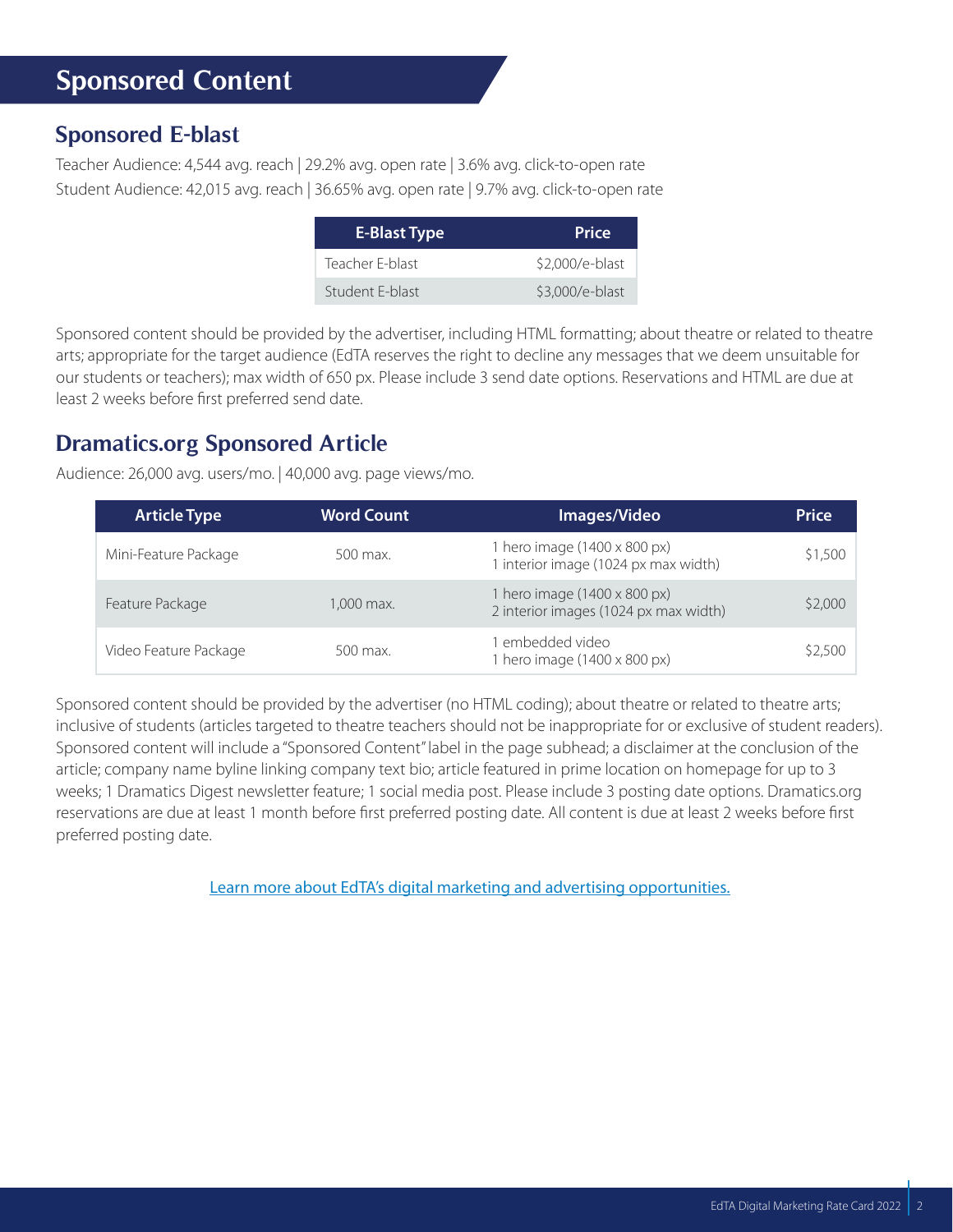# Sponsored Content

## Sponsored E-blast

Teacher Audience: 4,544 avg. reach | 29.2% avg. open rate | 3.6% avg. click-to-open rate
Student Audience: 42,015 avg. reach | 36.65% avg. open rate | 9.7% avg. click-to-open rate

| E-Blast Type | Price |
|---|---|
| Teacher E-blast | $2,000/e-blast |
| Student E-blast | $3,000/e-blast |

Sponsored content should be provided by the advertiser, including HTML formatting; about theatre or related to theatre arts; appropriate for the target audience (EdTA reserves the right to decline any messages that we deem unsuitable for our students or teachers); max width of 650 px. Please include 3 send date options. Reservations and HTML are due at least 2 weeks before first preferred send date.

## Dramatics.org Sponsored Article

Audience: 26,000 avg. users/mo. | 40,000 avg. page views/mo.

| Article Type | Word Count | Images/Video | Price |
|---|---|---|---|
| Mini-Feature Package | 500 max. | 1 hero image (1400 x 800 px)<br>1 interior image (1024 px max width) | $1,500 |
| Feature Package | 1,000 max. | 1 hero image (1400 x 800 px)<br>2 interior images (1024 px max width) | $2,000 |
| Video Feature Package | 500 max. | 1 embedded video<br>1 hero image (1400 x 800 px) | $2,500 |

Sponsored content should be provided by the advertiser (no HTML coding); about theatre or related to theatre arts; inclusive of students (articles targeted to theatre teachers should not be inappropriate for or exclusive of student readers). Sponsored content will include a "Sponsored Content" label in the page subhead; a disclaimer at the conclusion of the article; company name byline linking company text bio; article featured in prime location on homepage for up to 3 weeks; 1 Dramatics Digest newsletter feature; 1 social media post. Please include 3 posting date options. Dramatics.org reservations are due at least 1 month before first preferred posting date. All content is due at least 2 weeks before first preferred posting date.

Learn more about EdTA's digital marketing and advertising opportunities.